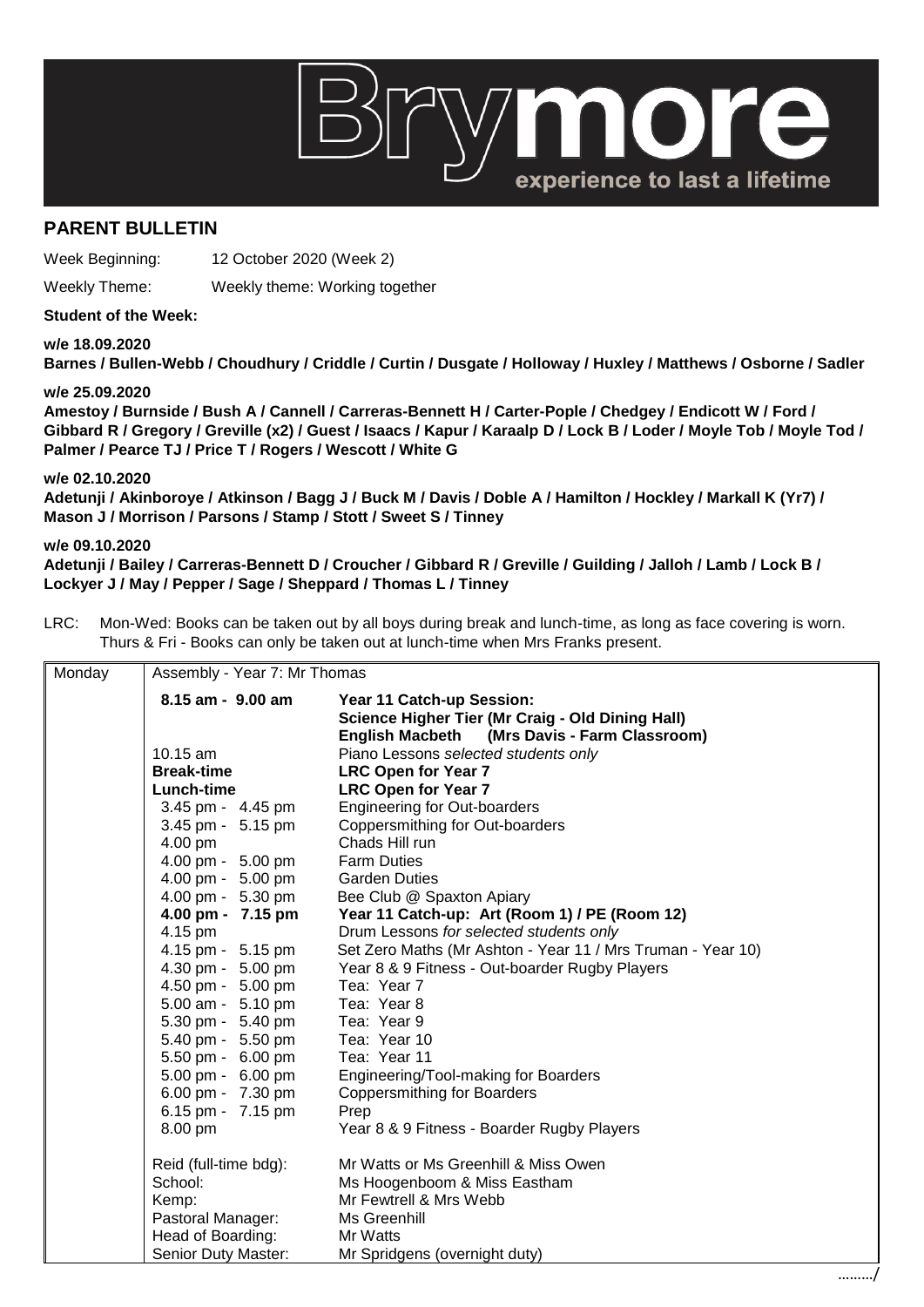Brymore experience to last a lifetime

## PARENT BULLETIN

Week Beginning: 12 October 2020 (Week 2)

Weekly Theme: Weekly theme: Working together

**Student of the Week:**

**w/e 18.09.2020**
**Barnes / Bullen-Webb / Choudhury / Criddle / Curtin / Dusgate / Holloway / Huxley / Matthews / Osborne / Sadler**

**w/e 25.09.2020**
**Amestoy / Burnside / Bush A / Cannell / Carreras-Bennett H / Carter-Pople / Chedgey / Endicott W / Ford / Gibbard R / Gregory / Greville (x2) / Guest / Isaacs / Kapur / Karaalp D / Lock B / Loder / Moyle Tob / Moyle Tod / Palmer / Pearce TJ / Price T / Rogers / Wescott / White G**

**w/e 02.10.2020**
**Adetunji / Akinboroye / Atkinson / Bagg J / Buck M / Davis / Doble A / Hamilton / Hockley / Markall K (Yr7) / Mason J / Morrison / Parsons / Stamp / Stott / Sweet S / Tinney**

**w/e 09.10.2020**
**Adetunji / Bailey / Carreras-Bennett D / Croucher / Gibbard R / Greville / Guilding / Jalloh / Lamb / Lock B / Lockyer J / May / Pepper / Sage / Sheppard / Thomas L / Tinney**

LRC: Mon-Wed: Books can be taken out by all boys during break and lunch-time, as long as face covering is worn. Thurs & Fri - Books can only be taken out at lunch-time when Mrs Franks present.

| Monday | Assembly - Year 7: Mr Thomas | |
|---|---|---|
| | **8.15 am - 9.00 am** | **Year 11 Catch-up Session:** **Science Higher Tier (Mr Craig - Old Dining Hall)** **English Macbeth (Mrs Davis - Farm Classroom)** |
| | 10.15 am | Piano Lessons *selected students only* |
| | **Break-time** | **LRC Open for Year 7** |
| | **Lunch-time** | **LRC Open for Year 7** |
| | 3.45 pm - 4.45 pm | Engineering for Out-boarders |
| | 3.45 pm - 5.15 pm | Coppersmithing for Out-boarders |
| | 4.00 pm | Chads Hill run |
| | 4.00 pm - 5.00 pm | Farm Duties |
| | 4.00 pm - 5.00 pm | Garden Duties |
| | 4.00 pm - 5.30 pm | Bee Club @ Spaxton Apiary |
| | **4.00 pm - 7.15 pm** | **Year 11 Catch-up: Art (Room 1) / PE (Room 12)** |
| | 4.15 pm | Drum Lessons *for selected students only* |
| | 4.15 pm - 5.15 pm | Set Zero Maths (Mr Ashton - Year 11 / Mrs Truman - Year 10) |
| | 4.30 pm - 5.00 pm | Year 8 & 9 Fitness - Out-boarder Rugby Players |
| | 4.50 pm - 5.00 pm | Tea: Year 7 |
| | 5.00 am - 5.10 pm | Tea: Year 8 |
| | 5.30 pm - 5.40 pm | Tea: Year 9 |
| | 5.40 pm - 5.50 pm | Tea: Year 10 |
| | 5.50 pm - 6.00 pm | Tea: Year 11 |
| | 5.00 pm - 6.00 pm | Engineering/Tool-making for Boarders |
| | 6.00 pm - 7.30 pm | Coppersmithing for Boarders |
| | 6.15 pm - 7.15 pm | Prep |
| | 8.00 pm | Year 8 & 9 Fitness - Boarder Rugby Players |
| | Reid (full-time bdg): | Mr Watts or Ms Greenhill & Miss Owen |
| | School: | Ms Hoogenboom & Miss Eastham |
| | Kemp: | Mr Fewtrell & Mrs Webb |
| | Pastoral Manager: | Ms Greenhill |
| | Head of Boarding: | Mr Watts |
| | Senior Duty Master: | Mr Spridgens (overnight duty) |

………/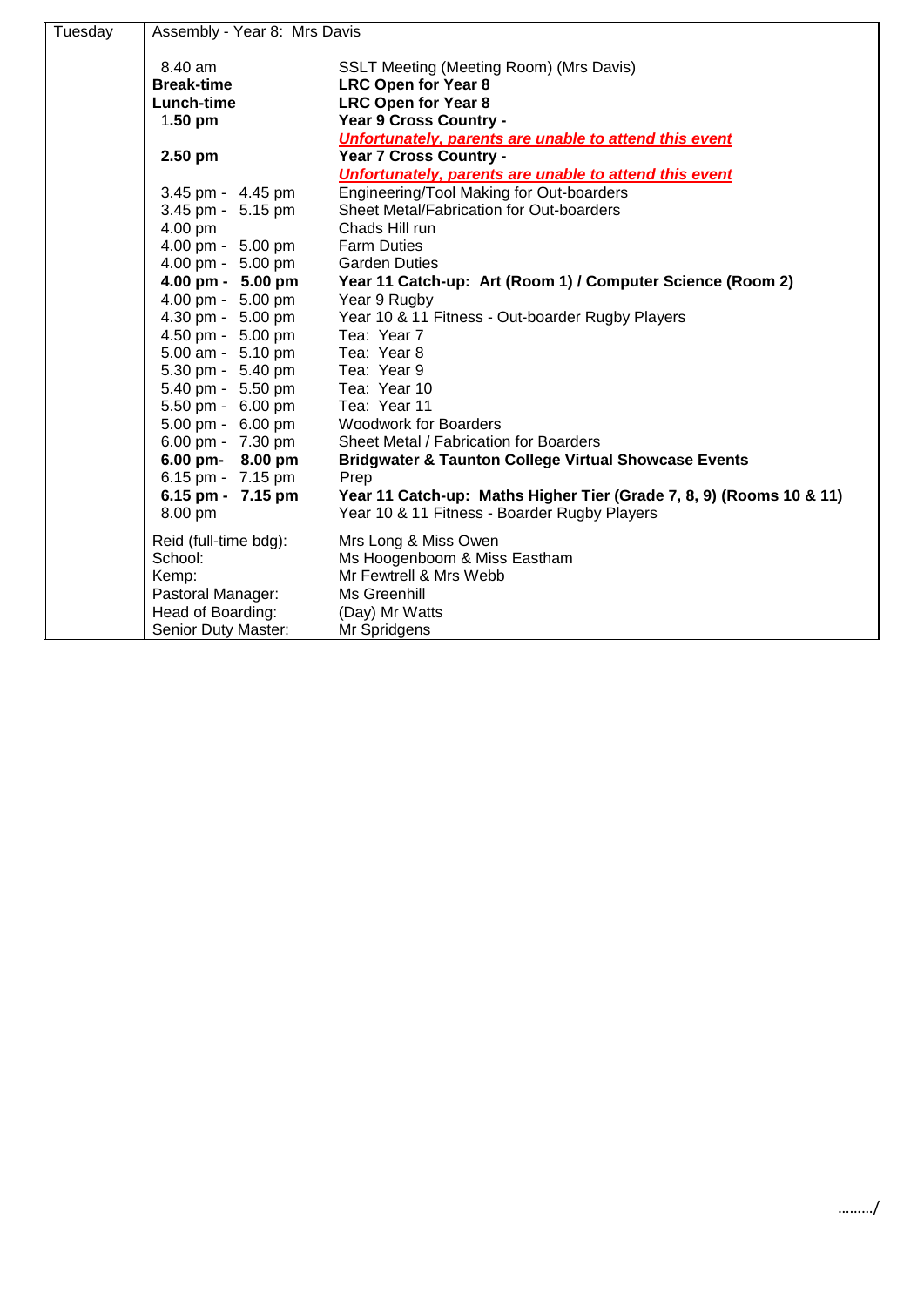| Tuesday | Assembly - Year 8: Mrs Davis | |
|---|---|---|
| | 8.40 am | SSLT Meeting (Meeting Room) (Mrs Davis) |
| | **Break-time** | **LRC Open for Year 8** |
| | **Lunch-time** | **LRC Open for Year 8** |
| | **1.50 pm** | **Year 9 Cross Country -** ***Unfortunately, parents are unable to attend this event*** |
| | **2.50 pm** | **Year 7 Cross Country -** ***Unfortunately, parents are unable to attend this event*** |
| | 3.45 pm - 4.45 pm | Engineering/Tool Making for Out-boarders |
| | 3.45 pm - 5.15 pm | Sheet Metal/Fabrication for Out-boarders |
| | 4.00 pm | Chads Hill run |
| | 4.00 pm - 5.00 pm | Farm Duties |
| | 4.00 pm - 5.00 pm | Garden Duties |
| | **4.00 pm - 5.00 pm** | **Year 11 Catch-up: Art (Room 1) / Computer Science (Room 2)** |
| | 4.00 pm - 5.00 pm | Year 9 Rugby |
| | 4.30 pm - 5.00 pm | Year 10 & 11 Fitness - Out-boarder Rugby Players |
| | 4.50 pm - 5.00 pm | Tea: Year 7 |
| | 5.00 am - 5.10 pm | Tea: Year 8 |
| | 5.30 pm - 5.40 pm | Tea: Year 9 |
| | 5.40 pm - 5.50 pm | Tea: Year 10 |
| | 5.50 pm - 6.00 pm | Tea: Year 11 |
| | 5.00 pm - 6.00 pm | Woodwork for Boarders |
| | 6.00 pm - 7.30 pm | Sheet Metal / Fabrication for Boarders |
| | **6.00 pm- 8.00 pm** | **Bridgwater & Taunton College Virtual Showcase Events** |
| | 6.15 pm - 7.15 pm | Prep |
| | **6.15 pm - 7.15 pm** | **Year 11 Catch-up: Maths Higher Tier (Grade 7, 8, 9) (Rooms 10 & 11)** |
| | 8.00 pm | Year 10 & 11 Fitness - Boarder Rugby Players |
| | Reid (full-time bdg): | Mrs Long & Miss Owen |
| | School: | Ms Hoogenboom & Miss Eastham |
| | Kemp: | Mr Fewtrell & Mrs Webb |
| | Pastoral Manager: | Ms Greenhill |
| | Head of Boarding: | (Day) Mr Watts |
| | Senior Duty Master: | Mr Spridgens |

………/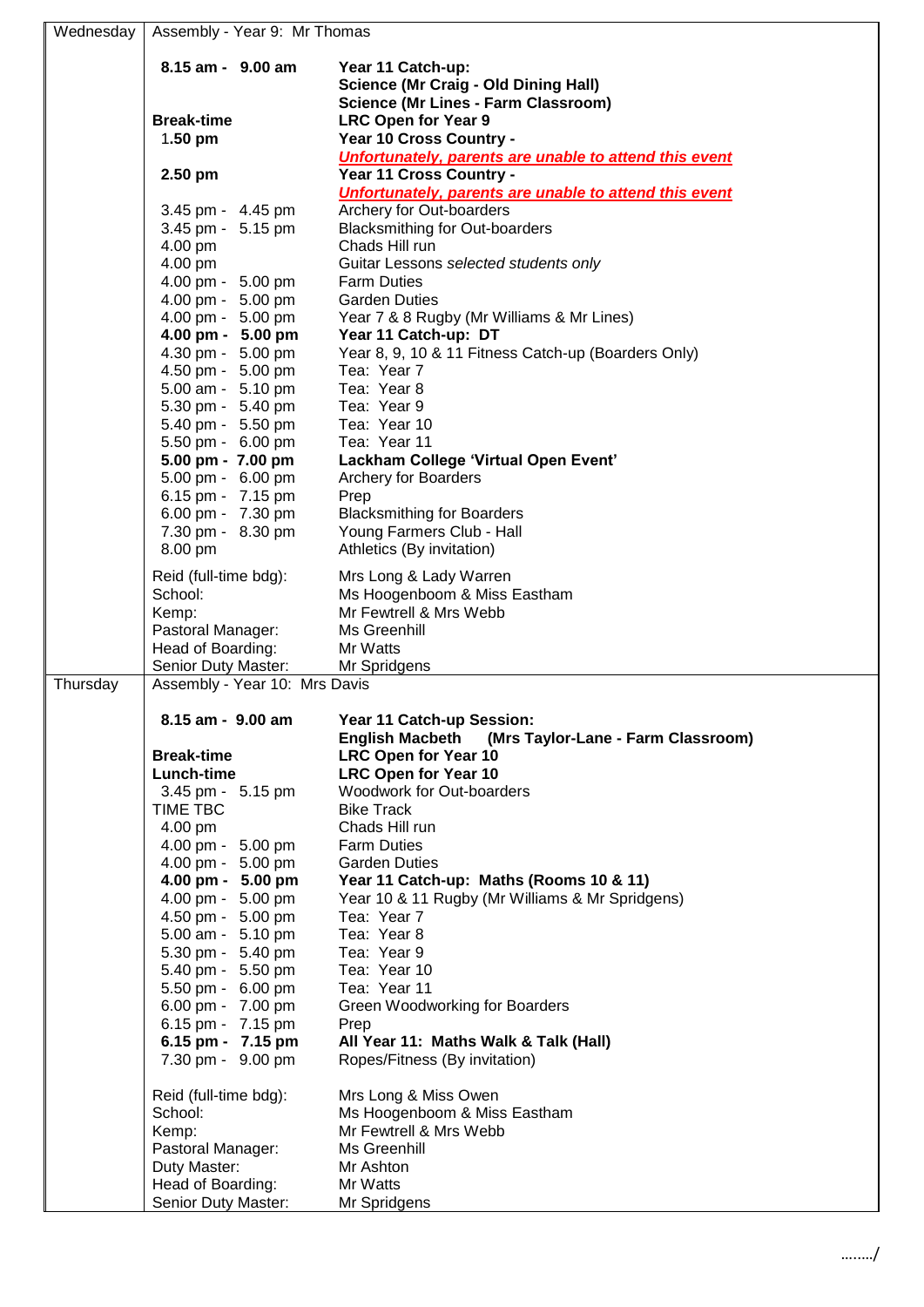| Day | Time | Activity |
|---|---|---|
| Wednesday | Assembly - Year 9: Mr Thomas | |
| | **8.15 am - 9.00 am** | **Year 11 Catch-up:** |
| | | **Science (Mr Craig - Old Dining Hall)** |
| | | **Science (Mr Lines - Farm Classroom)** |
| | **Break-time** | **LRC Open for Year 9** |
| | **1.50 pm** | **Year 10 Cross Country -** |
| | | ***Unfortunately, parents are unable to attend this event*** |
| | **2.50 pm** | **Year 11 Cross Country -** |
| | | ***Unfortunately, parents are unable to attend this event*** |
| | 3.45 pm - 4.45 pm | Archery for Out-boarders |
| | 3.45 pm - 5.15 pm | Blacksmithing for Out-boarders |
| | 4.00 pm | Chads Hill run |
| | 4.00 pm | Guitar Lessons *selected students only* |
| | 4.00 pm - 5.00 pm | Farm Duties |
| | 4.00 pm - 5.00 pm | Garden Duties |
| | 4.00 pm - 5.00 pm | Year 7 & 8 Rugby (Mr Williams & Mr Lines) |
| | **4.00 pm - 5.00 pm** | **Year 11 Catch-up: DT** |
| | 4.30 pm - 5.00 pm | Year 8, 9, 10 & 11 Fitness Catch-up (Boarders Only) |
| | 4.50 pm - 5.00 pm | Tea: Year 7 |
| | 5.00 am - 5.10 pm | Tea: Year 8 |
| | 5.30 pm - 5.40 pm | Tea: Year 9 |
| | 5.40 pm - 5.50 pm | Tea: Year 10 |
| | 5.50 pm - 6.00 pm | Tea: Year 11 |
| | **5.00 pm - 7.00 pm** | **Lackham College 'Virtual Open Event'** |
| | 5.00 pm - 6.00 pm | Archery for Boarders |
| | 6.15 pm - 7.15 pm | Prep |
| | 6.00 pm - 7.30 pm | Blacksmithing for Boarders |
| | 7.30 pm - 8.30 pm | Young Farmers Club - Hall |
| | 8.00 pm | Athletics (By invitation) |
| | Reid (full-time bdg): | Mrs Long & Lady Warren |
| | School: | Ms Hoogenboom & Miss Eastham |
| | Kemp: | Mr Fewtrell & Mrs Webb |
| | Pastoral Manager: | Ms Greenhill |
| | Head of Boarding: | Mr Watts |
| | Senior Duty Master: | Mr Spridgens |
| Thursday | Assembly - Year 10: Mrs Davis | |
| | **8.15 am - 9.00 am** | **Year 11 Catch-up Session:** |
| | | **English Macbeth (Mrs Taylor-Lane - Farm Classroom)** |
| | **Break-time** | **LRC Open for Year 10** |
| | **Lunch-time** | **LRC Open for Year 10** |
| | 3.45 pm - 5.15 pm | Woodwork for Out-boarders |
| | TIME TBC | Bike Track |
| | 4.00 pm | Chads Hill run |
| | 4.00 pm - 5.00 pm | Farm Duties |
| | 4.00 pm - 5.00 pm | Garden Duties |
| | **4.00 pm - 5.00 pm** | **Year 11 Catch-up: Maths (Rooms 10 & 11)** |
| | 4.00 pm - 5.00 pm | Year 10 & 11 Rugby (Mr Williams & Mr Spridgens) |
| | 4.50 pm - 5.00 pm | Tea: Year 7 |
| | 5.00 am - 5.10 pm | Tea: Year 8 |
| | 5.30 pm - 5.40 pm | Tea: Year 9 |
| | 5.40 pm - 5.50 pm | Tea: Year 10 |
| | 5.50 pm - 6.00 pm | Tea: Year 11 |
| | 6.00 pm - 7.00 pm | Green Woodworking for Boarders |
| | 6.15 pm - 7.15 pm | Prep |
| | **6.15 pm - 7.15 pm** | **All Year 11: Maths Walk & Talk (Hall)** |
| | 7.30 pm - 9.00 pm | Ropes/Fitness (By invitation) |
| | Reid (full-time bdg): | Mrs Long & Miss Owen |
| | School: | Ms Hoogenboom & Miss Eastham |
| | Kemp: | Mr Fewtrell & Mrs Webb |
| | Pastoral Manager: | Ms Greenhill |
| | Duty Master: | Mr Ashton |
| | Head of Boarding: | Mr Watts |
| | Senior Duty Master: | Mr Spridgens |

……../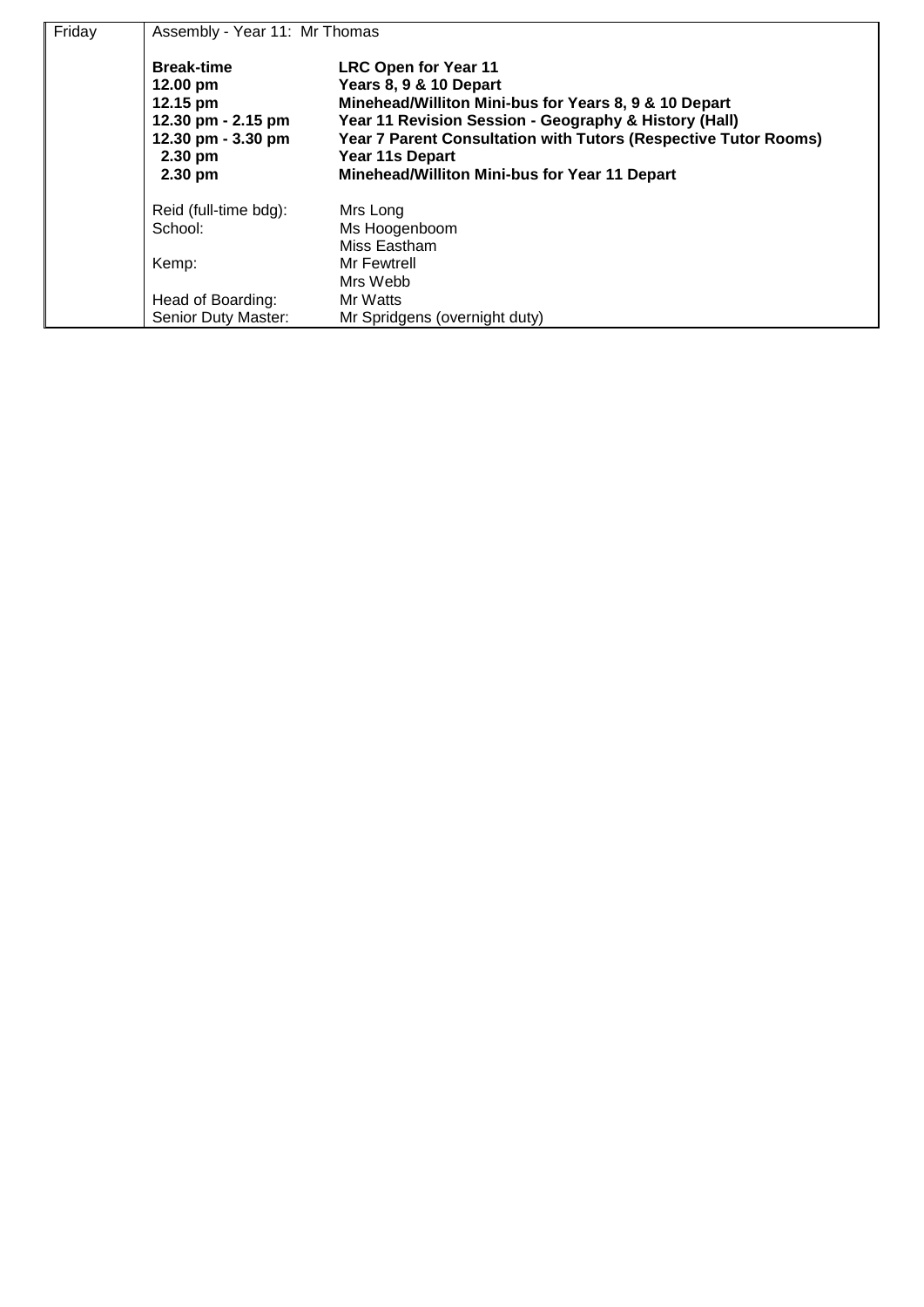| | |
|---|---|
| Friday | Assembly - Year 11: Mr Thomas<br><br>**Break-time** **LRC Open for Year 11**<br>**12.00 pm** **Years 8, 9 & 10 Depart**<br>**12.15 pm** **Minehead/Williton Mini-bus for Years 8, 9 & 10 Depart**<br>**12.30 pm - 2.15 pm** **Year 11 Revision Session - Geography & History (Hall)**<br>**12.30 pm - 3.30 pm** **Year 7 Parent Consultation with Tutors (Respective Tutor Rooms)**<br>**2.30 pm** **Year 11s Depart**<br>**2.30 pm** **Minehead/Williton Mini-bus for Year 11 Depart**<br><br>Reid (full-time bdg): Mrs Long<br>School: Ms Hoogenboom<br>Miss Eastham<br>Kemp: Mr Fewtrell<br>Mrs Webb<br>Head of Boarding: Mr Watts<br>Senior Duty Master: Mr Spridgens (overnight duty) |